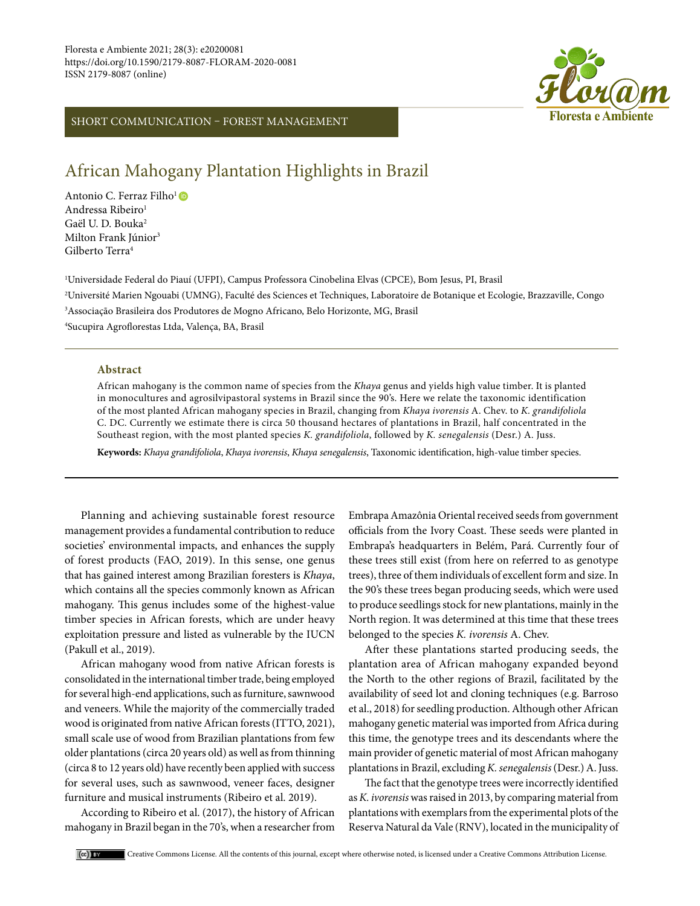SHORT COMMUNICATION – FOREST MANAGEMENT

# African Mahogany Plantation Highlights in Brazil

Antonio C. Ferraz Filho[1]
Andressa Ribeiro[1]
Gaël U. D. Bouka[2]
Milton Frank Júnior[3]
Gilberto Terra[4]

[1]Universidade Federal do Piauí (UFPI), Campus Professora Cinobelina Elvas (CPCE), Bom Jesus, PI, Brasil
[2]Université Marien Ngouabi (UMNG), Faculté des Sciences et Techniques, Laboratoire de Botanique et Ecologie, Brazzaville, Congo
[3]Associação Brasileira dos Produtores de Mogno Africano, Belo Horizonte, MG, Brasil
[4]Sucupira Agroflorestas Ltda, Valença, BA, Brasil

## Abstract

African mahogany is the common name of species from the *Khaya* genus and yields high value timber. It is planted in monocultures and agrosilvipastoral systems in Brazil since the 90's. Here we relate the taxonomic identification of the most planted African mahogany species in Brazil, changing from *Khaya ivorensis* A. Chev. to *K. grandifoliola* C. DC. Currently we estimate there is circa 50 thousand hectares of plantations in Brazil, half concentrated in the Southeast region, with the most planted species *K. grandifoliola*, followed by *K. senegalensis* (Desr.) A. Juss.

**Keywords:** *Khaya grandifoliola*, *Khaya ivorensis*, *Khaya senegalensis*, Taxonomic identification, high-value timber species.

---

Planning and achieving sustainable forest resource management provides a fundamental contribution to reduce societies' environmental impacts, and enhances the supply of forest products (FAO, 2019). In this sense, one genus that has gained interest among Brazilian foresters is *Khaya*, which contains all the species commonly known as African mahogany. This genus includes some of the highest-value timber species in African forests, which are under heavy exploitation pressure and listed as vulnerable by the IUCN (Pakull et al., 2019).

African mahogany wood from native African forests is consolidated in the international timber trade, being employed for several high-end applications, such as furniture, sawnwood and veneers. While the majority of the commercially traded wood is originated from native African forests (ITTO, 2021), small scale use of wood from Brazilian plantations from few older plantations (circa 20 years old) as well as from thinning (circa 8 to 12 years old) have recently been applied with success for several uses, such as sawnwood, veneer faces, designer furniture and musical instruments (Ribeiro et al. 2019).

According to Ribeiro et al. (2017), the history of African mahogany in Brazil began in the 70's, when a researcher from Embrapa Amazônia Oriental received seeds from government officials from the Ivory Coast. These seeds were planted in Embrapa's headquarters in Belém, Pará. Currently four of these trees still exist (from here on referred to as genotype trees), three of them individuals of excellent form and size. In the 90's these trees began producing seeds, which were used to produce seedlings stock for new plantations, mainly in the North region. It was determined at this time that these trees belonged to the species *K. ivorensis* A. Chev.

After these plantations started producing seeds, the plantation area of African mahogany expanded beyond the North to the other regions of Brazil, facilitated by the availability of seed lot and cloning techniques (e.g. Barroso et al., 2018) for seedling production. Although other African mahogany genetic material was imported from Africa during this time, the genotype trees and its descendants where the main provider of genetic material of most African mahogany plantations in Brazil, excluding *K. senegalensis* (Desr.) A. Juss.

The fact that the genotype trees were incorrectly identified as *K. ivorensis* was raised in 2013, by comparing material from plantations with exemplars from the experimental plots of the Reserva Natural da Vale (RNV), located in the municipality of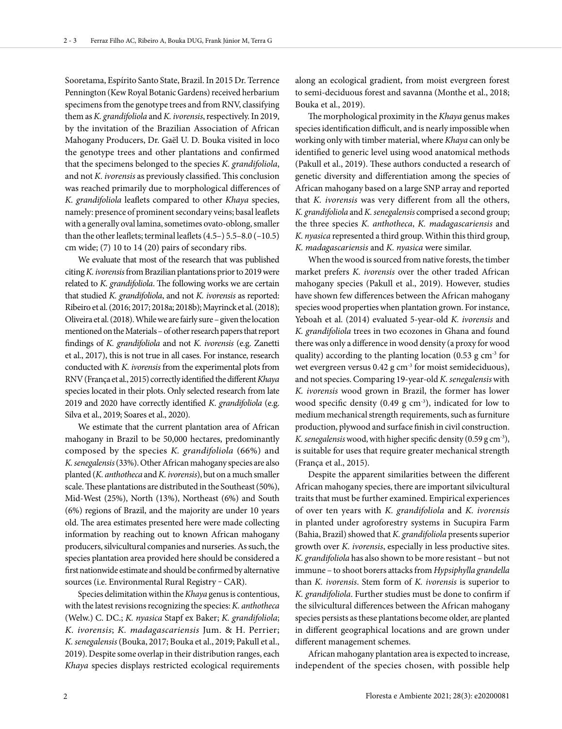Sooretama, Espírito Santo State, Brazil. In 2015 Dr. Terrence Pennington (Kew Royal Botanic Gardens) received herbarium specimens from the genotype trees and from RNV, classifying them as *K. grandifoliola* and *K. ivorensis*, respectively. In 2019, by the invitation of the Brazilian Association of African Mahogany Producers, Dr. Gaël U. D. Bouka visited in loco the genotype trees and other plantations and confirmed that the specimens belonged to the species *K. grandifoliola*, and not *K. ivorensis* as previously classified. This conclusion was reached primarily due to morphological differences of *K. grandifoliola* leaflets compared to other *Khaya* species, namely: presence of prominent secondary veins; basal leaflets with a generally oval lamina, sometimes ovato-oblong, smaller than the other leaflets; terminal leaflets (4.5–) 5.5–8.0 (–10.5) cm wide; (7) 10 to 14 (20) pairs of secondary ribs.

We evaluate that most of the research that was published citing *K. ivorensis* from Brazilian plantations prior to 2019 were related to *K. grandifoliola*. The following works we are certain that studied *K. grandifoliola*, and not *K. ivorensis* as reported: Ribeiro et al. (2016; 2017; 2018a; 2018b); Mayrinck et al. (2018); Oliveira et al. (2018). While we are fairly sure – given the location mentioned on the Materials – of other research papers that report findings of *K. grandifoliola* and not *K. ivorensis* (e.g. Zanetti et al., 2017), this is not true in all cases. For instance, research conducted with *K. ivorensis* from the experimental plots from RNV (França et al., 2015) correctly identified the different *Khaya* species located in their plots. Only selected research from late 2019 and 2020 have correctly identified *K. grandifoliola* (e.g. Silva et al., 2019; Soares et al., 2020).

We estimate that the current plantation area of African mahogany in Brazil to be 50,000 hectares, predominantly composed by the species *K. grandifoliola* (66%) and *K. senegalensis* (33%). Other African mahogany species are also planted (*K. anthotheca* and *K. ivorensis*), but on a much smaller scale. These plantations are distributed in the Southeast (50%), Mid-West (25%), North (13%), Northeast (6%) and South (6%) regions of Brazil, and the majority are under 10 years old. The area estimates presented here were made collecting information by reaching out to known African mahogany producers, silvicultural companies and nurseries. As such, the species plantation area provided here should be considered a first nationwide estimate and should be confirmed by alternative sources (i.e. Environmental Rural Registry – CAR).

Species delimitation within the *Khaya* genus is contentious, with the latest revisions recognizing the species: *K. anthotheca* (Welw.) C. DC.; *K. nyasica* Stapf ex Baker; *K. grandifoliola*; *K. ivorensis*; *K. madagascariensis* Jum. & H. Perrier; *K. senegalensis* (Bouka, 2017; Bouka et al., 2019; Pakull et al., 2019). Despite some overlap in their distribution ranges, each *Khaya* species displays restricted ecological requirements along an ecological gradient, from moist evergreen forest to semi-deciduous forest and savanna (Monthe et al., 2018; Bouka et al., 2019).

The morphological proximity in the *Khaya* genus makes species identification difficult, and is nearly impossible when working only with timber material, where *Khaya* can only be identified to generic level using wood anatomical methods (Pakull et al., 2019). These authors conducted a research of genetic diversity and differentiation among the species of African mahogany based on a large SNP array and reported that *K. ivorensis* was very different from all the others, *K. grandifoliola* and *K. senegalensis* comprised a second group; the three species *K. anthotheca*, *K. madagascariensis* and *K. nyasica* represented a third group. Within this third group, *K. madagascariensis* and *K. nyasica* were similar.

When the wood is sourced from native forests, the timber market prefers *K. ivorensis* over the other traded African mahogany species (Pakull et al., 2019). However, studies have shown few differences between the African mahogany species wood properties when plantation grown. For instance, Yeboah et al. (2014) evaluated 5-year-old *K. ivorensis* and *K. grandifoliola* trees in two ecozones in Ghana and found there was only a difference in wood density (a proxy for wood quality) according to the planting location (0.53 g $cm^{-3}$ for wet evergreen versus 0.42 g $cm^{-3}$ for moist semideciduous), and not species. Comparing 19-year-old *K. senegalensis* with *K. ivorensis* wood grown in Brazil, the former has lower wood specific density (0.49 g $cm^{-3}$), indicated for low to medium mechanical strength requirements, such as furniture production, plywood and surface finish in civil construction. *K. senegalensis* wood, with higher specific density (0.59 g $cm^{-3}$), is suitable for uses that require greater mechanical strength (França et al., 2015).

Despite the apparent similarities between the different African mahogany species, there are important silvicultural traits that must be further examined. Empirical experiences of over ten years with *K. grandifoliola* and *K. ivorensis* in planted under agroforestry systems in Sucupira Farm (Bahia, Brazil) showed that *K. grandifoliola* presents superior growth over *K. ivorensis*, especially in less productive sites. *K. grandifoliola* has also shown to be more resistant – but not immune – to shoot borers attacks from *Hypsiphylla grandella* than *K. ivorensis*. Stem form of *K. ivorensis* is superior to *K. grandifoliola*. Further studies must be done to confirm if the silvicultural differences between the African mahogany species persists as these plantations become older, are planted in different geographical locations and are grown under different management schemes.

African mahogany plantation area is expected to increase, independent of the species chosen, with possible help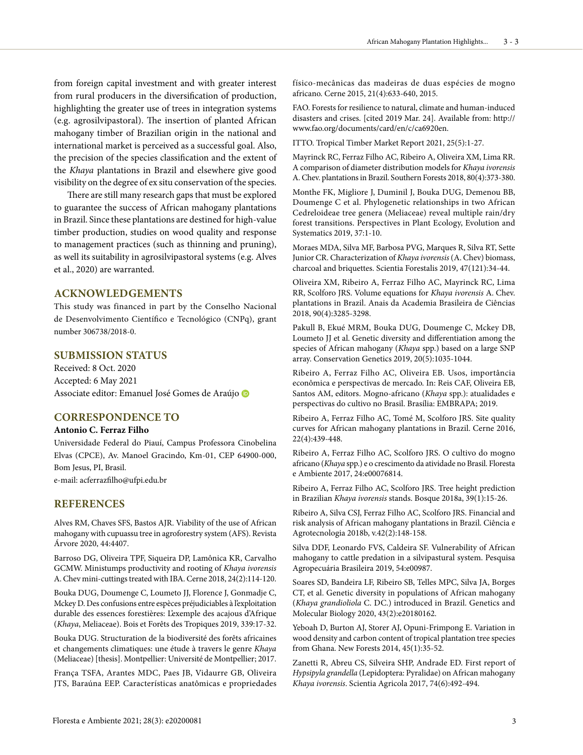from foreign capital investment and with greater interest from rural producers in the diversification of production, highlighting the greater use of trees in integration systems (e.g. agrosilvipastoral). The insertion of planted African mahogany timber of Brazilian origin in the national and international market is perceived as a successful goal. Also, the precision of the species classification and the extent of the *Khaya* plantations in Brazil and elsewhere give good visibility on the degree of ex situ conservation of the species.

There are still many research gaps that must be explored to guarantee the success of African mahogany plantations in Brazil. Since these plantations are destined for high-value timber production, studies on wood quality and response to management practices (such as thinning and pruning), as well its suitability in agrosilvipastoral systems (e.g. Alves et al., 2020) are warranted.

## ACKNOWLEDGEMENTS

This study was financed in part by the Conselho Nacional de Desenvolvimento Científico e Tecnológico (CNPq), grant number 306738/2018-0.

## SUBMISSION STATUS

Received: 8 Oct. 2020

Accepted: 6 May 2021

Associate editor: Emanuel José Gomes de Araújo

## CORRESPONDENCE TO

**Antonio C. Ferraz Filho**

Universidade Federal do Piauí, Campus Professora Cinobelina Elvas (CPCE), Av. Manoel Gracindo, Km-01, CEP 64900-000, Bom Jesus, PI, Brasil.

e-mail: acferrazfilho@ufpi.edu.br

## REFERENCES

Alves RM, Chaves SFS, Bastos AJR. Viability of the use of African mahogany with cupuassu tree in agroforestry system (AFS). Revista Árvore 2020, 44:4407.

Barroso DG, Oliveira TPF, Siqueira DP, Lamônica KR, Carvalho GCMW. Ministumps productivity and rooting of *Khaya ivorensis* A. Chev mini-cuttings treated with IBA. Cerne 2018, 24(2):114-120.

Bouka DUG, Doumenge C, Loumeto JJ, Florence J, Gonmadje C, Mckey D. Des confusions entre espèces préjudiciables à l'exploitation durable des essences forestières: L'exemple des acajous d'Afrique (*Khaya*, Meliaceae). Bois et Forêts des Tropiques 2019, 339:17-32.

Bouka DUG. Structuration de la biodiversité des forêts africaines et changements climatiques: une étude à travers le genre *Khaya* (Meliaceae) [thesis]. Montpellier: Université de Montpellier; 2017.

França TSFA, Arantes MDC, Paes JB, Vidaurre GB, Oliveira JTS, Baraúna EEP. Características anatômicas e propriedades físico-mecânicas das madeiras de duas espécies de mogno africano. Cerne 2015, 21(4):633-640, 2015.

FAO. Forests for resilience to natural, climate and human-induced disasters and crises. [cited 2019 Mar. 24]. Available from: http://www.fao.org/documents/card/en/c/ca6920en.

ITTO. Tropical Timber Market Report 2021, 25(5):1-27.

Mayrinck RC, Ferraz Filho AC, Ribeiro A, Oliveira XM, Lima RR. A comparison of diameter distribution models for *Khaya ivorensis* A. Chev. plantations in Brazil. Southern Forests 2018, 80(4):373-380.

Monthe FK, Migliore J, Duminil J, Bouka DUG, Demenou BB, Doumenge C et al. Phylogenetic relationships in two African Cedreloideae tree genera (Meliaceae) reveal multiple rain/dry forest transitions. Perspectives in Plant Ecology, Evolution and Systematics 2019, 37:1-10.

Moraes MDA, Silva MF, Barbosa PVG, Marques R, Silva RT, Sette Junior CR. Characterization of *Khaya ivorensis* (A. Chev) biomass, charcoal and briquettes. Scientia Forestalis 2019, 47(121):34-44.

Oliveira XM, Ribeiro A, Ferraz Filho AC, Mayrinck RC, Lima RR, Scolforo JRS. Volume equations for *Khaya ivorensis* A. Chev. plantations in Brazil. Anais da Academia Brasileira de Ciências 2018, 90(4):3285-3298.

Pakull B, Ekué MRM, Bouka DUG, Doumenge C, Mckey DB, Loumeto JJ et al. Genetic diversity and differentiation among the species of African mahogany (*Khaya* spp.) based on a large SNP array. Conservation Genetics 2019, 20(5):1035-1044.

Ribeiro A, Ferraz Filho AC, Oliveira EB. Usos, importância econômica e perspectivas de mercado. In: Reis CAF, Oliveira EB, Santos AM, editors. Mogno-africano (*Khaya* spp.): atualidades e perspectivas do cultivo no Brasil. Brasília: EMBRAPA; 2019.

Ribeiro A, Ferraz Filho AC, Tomé M, Scolforo JRS. Site quality curves for African mahogany plantations in Brazil. Cerne 2016, 22(4):439-448.

Ribeiro A, Ferraz Filho AC, Scolforo JRS. O cultivo do mogno africano (*Khaya* spp.) e o crescimento da atividade no Brasil. Floresta e Ambiente 2017, 24:e00076814.

Ribeiro A, Ferraz Filho AC, Scolforo JRS. Tree height prediction in Brazilian *Khaya ivorensis* stands. Bosque 2018a, 39(1):15-26.

Ribeiro A, Silva CSJ, Ferraz Filho AC, Scolforo JRS. Financial and risk analysis of African mahogany plantations in Brazil. Ciência e Agrotecnologia 2018b, v.42(2):148-158.

Silva DDF, Leonardo FVS, Caldeira SF. Vulnerability of African mahogany to cattle predation in a silvipastural system. Pesquisa Agropecuária Brasileira 2019, 54:e00987.

Soares SD, Bandeira LF, Ribeiro SB, Telles MPC, Silva JA, Borges CT, et al. Genetic diversity in populations of African mahogany (*Khaya grandioliola* C. DC.) introduced in Brazil. Genetics and Molecular Biology 2020, 43(2):e20180162.

Yeboah D, Burton AJ, Storer AJ, Opuni-Frimpong E. Variation in wood density and carbon content of tropical plantation tree species from Ghana. New Forests 2014, 45(1):35-52.

Zanetti R, Abreu CS, Silveira SHP, Andrade ED. First report of *Hypsipyla grandella* (Lepidoptera: Pyralidae) on African mahogany *Khaya ivorensis*. Scientia Agricola 2017, 74(6):492-494.